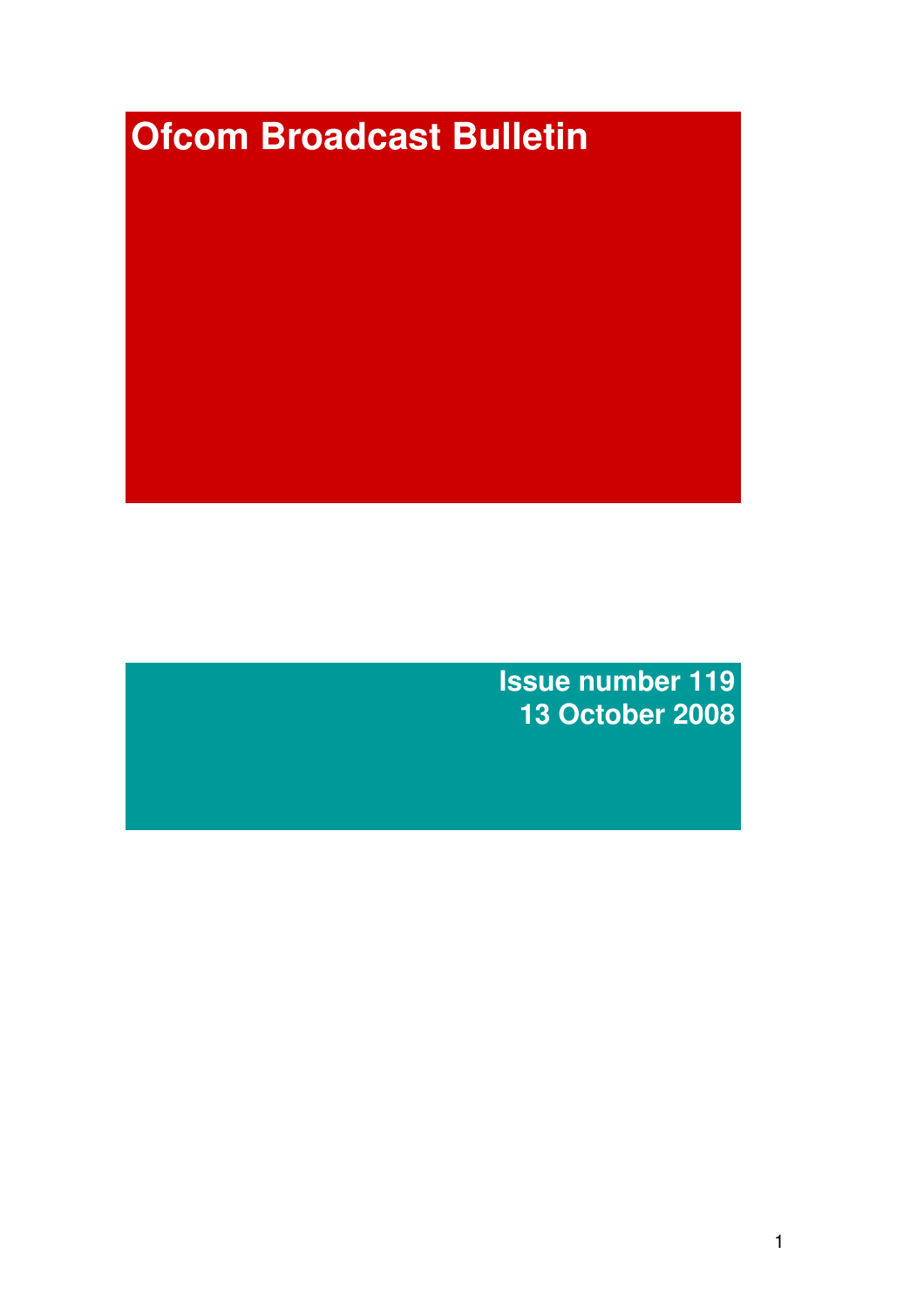# Ofcom Broadcast Bulletin

**Issue number 119**
**13 October 2008**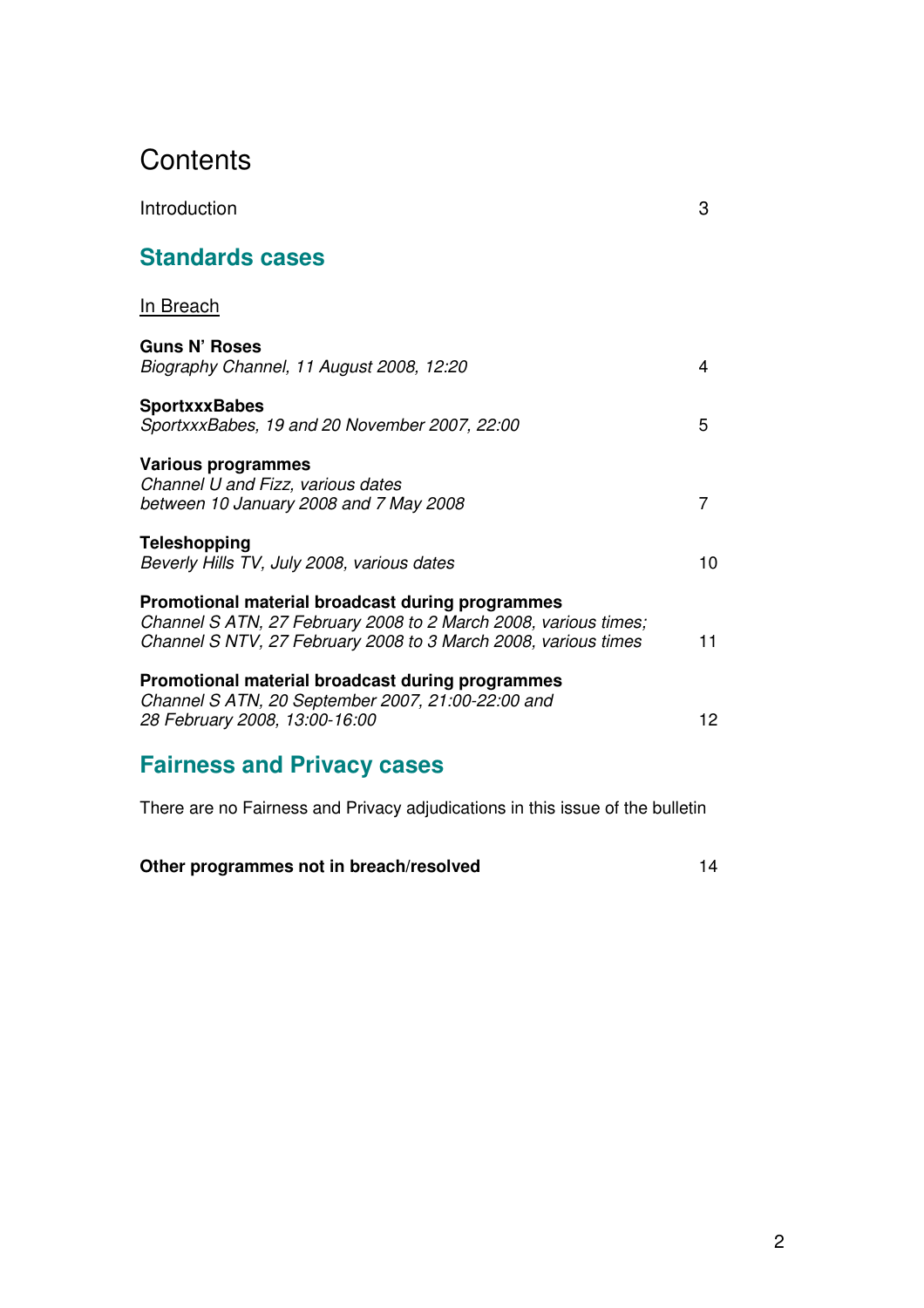# Contents

Introduction 3

## Standards cases

In Breach

**Guns N' Roses**
*Biography Channel, 11 August 2008, 12:20* 4

**SportxxxBabes**
*SportxxxBabes, 19 and 20 November 2007, 22:00* 5

**Various programmes**
*Channel U and Fizz, various dates between 10 January 2008 and 7 May 2008* 7

**Teleshopping**
*Beverly Hills TV, July 2008, various dates* 10

**Promotional material broadcast during programmes**
*Channel S ATN, 27 February 2008 to 2 March 2008, various times; Channel S NTV, 27 February 2008 to 3 March 2008, various times* 11

**Promotional material broadcast during programmes**
*Channel S ATN, 20 September 2007, 21:00-22:00 and 28 February 2008, 13:00-16:00* 12

## Fairness and Privacy cases

There are no Fairness and Privacy adjudications in this issue of the bulletin

**Other programmes not in breach/resolved** 14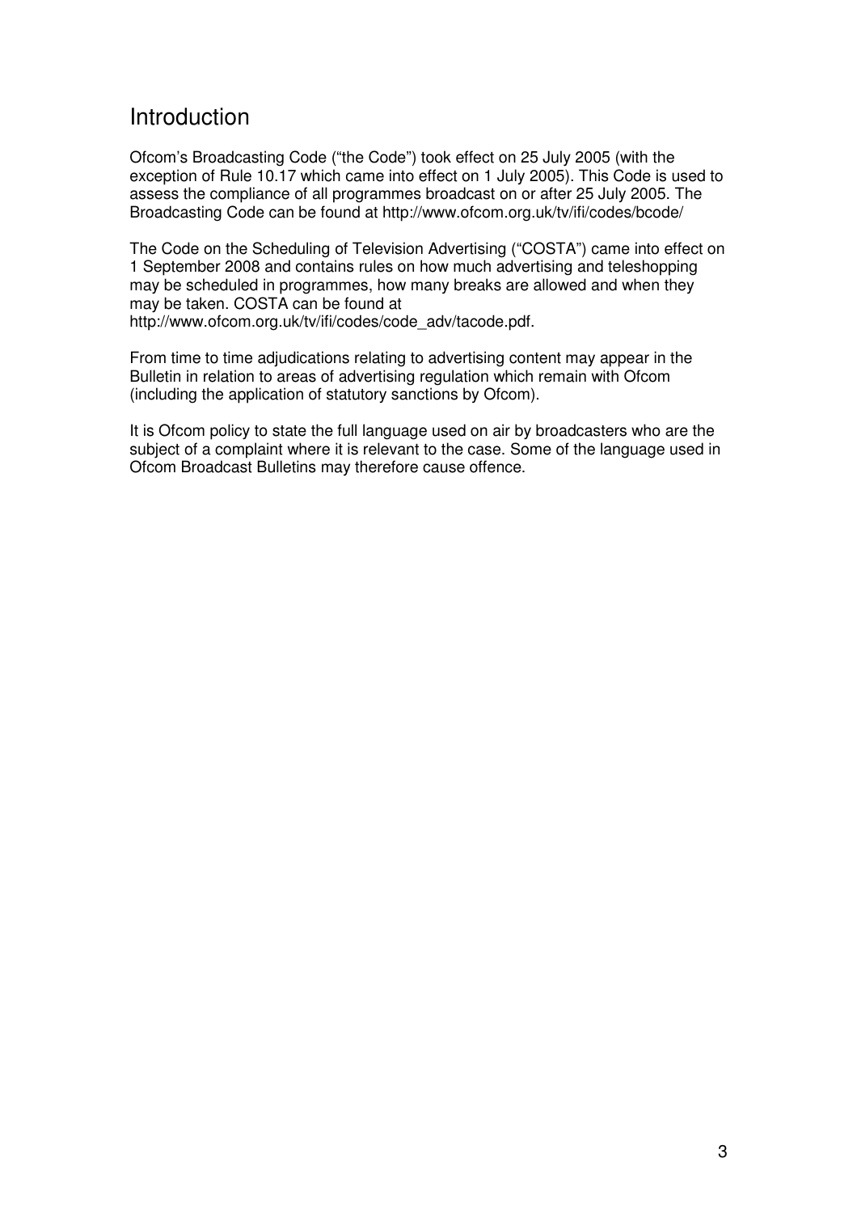# Introduction

Ofcom's Broadcasting Code ("the Code") took effect on 25 July 2005 (with the exception of Rule 10.17 which came into effect on 1 July 2005). This Code is used to assess the compliance of all programmes broadcast on or after 25 July 2005. The Broadcasting Code can be found at http://www.ofcom.org.uk/tv/ifi/codes/bcode/

The Code on the Scheduling of Television Advertising ("COSTA") came into effect on 1 September 2008 and contains rules on how much advertising and teleshopping may be scheduled in programmes, how many breaks are allowed and when they may be taken. COSTA can be found at http://www.ofcom.org.uk/tv/ifi/codes/code_adv/tacode.pdf.

From time to time adjudications relating to advertising content may appear in the Bulletin in relation to areas of advertising regulation which remain with Ofcom (including the application of statutory sanctions by Ofcom).

It is Ofcom policy to state the full language used on air by broadcasters who are the subject of a complaint where it is relevant to the case. Some of the language used in Ofcom Broadcast Bulletins may therefore cause offence.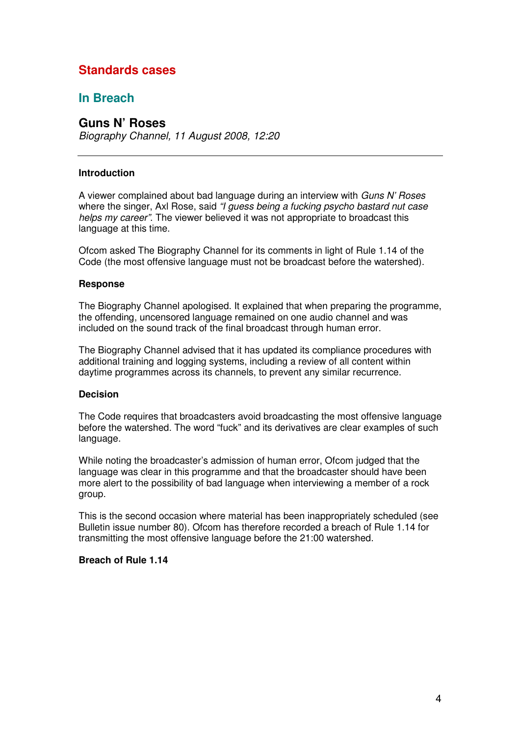# Standards cases

## In Breach

### Guns N' Roses

*Biography Channel, 11 August 2008, 12:20*

---

**Introduction**

A viewer complained about bad language during an interview with *Guns N' Roses* where the singer, Axl Rose, said *"I guess being a fucking psycho bastard nut case helps my career"*. The viewer believed it was not appropriate to broadcast this language at this time.

Ofcom asked The Biography Channel for its comments in light of Rule 1.14 of the Code (the most offensive language must not be broadcast before the watershed).

**Response**

The Biography Channel apologised. It explained that when preparing the programme, the offending, uncensored language remained on one audio channel and was included on the sound track of the final broadcast through human error.

The Biography Channel advised that it has updated its compliance procedures with additional training and logging systems, including a review of all content within daytime programmes across its channels, to prevent any similar recurrence.

**Decision**

The Code requires that broadcasters avoid broadcasting the most offensive language before the watershed. The word "fuck" and its derivatives are clear examples of such language.

While noting the broadcaster's admission of human error, Ofcom judged that the language was clear in this programme and that the broadcaster should have been more alert to the possibility of bad language when interviewing a member of a rock group.

This is the second occasion where material has been inappropriately scheduled (see Bulletin issue number 80). Ofcom has therefore recorded a breach of Rule 1.14 for transmitting the most offensive language before the 21:00 watershed.

**Breach of Rule 1.14**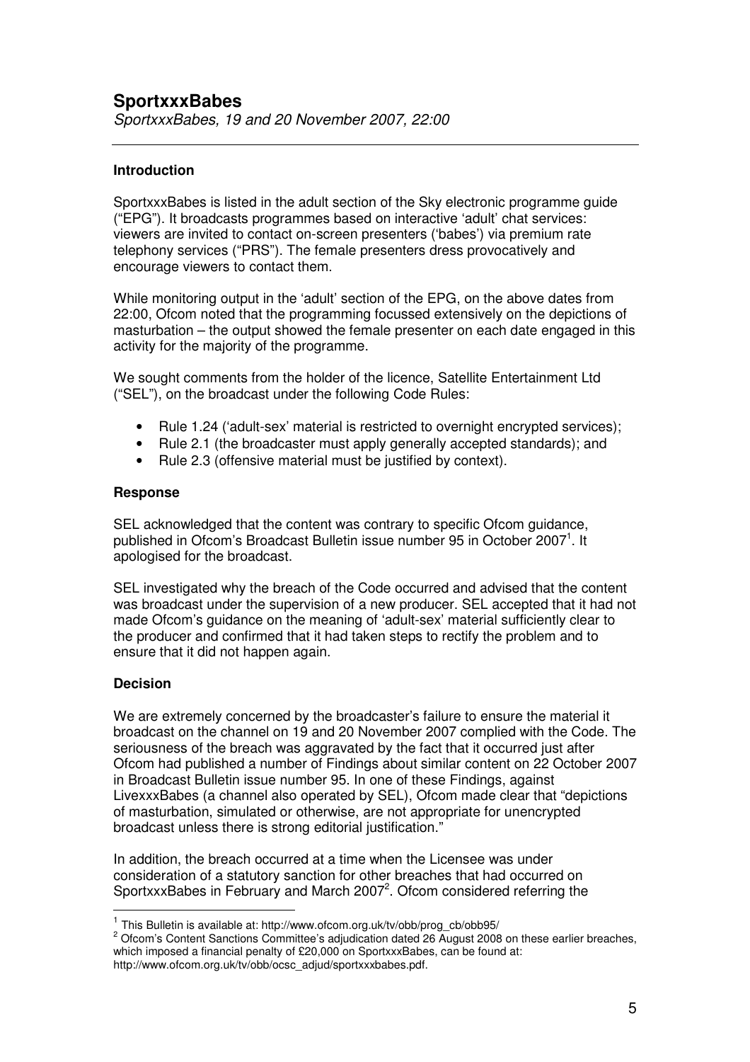## SportxxxBabes

*SportxxxBabes, 19 and 20 November 2007, 22:00*

---

### Introduction

SportxxxBabes is listed in the adult section of the Sky electronic programme guide ("EPG"). It broadcasts programmes based on interactive 'adult' chat services: viewers are invited to contact on-screen presenters ('babes') via premium rate telephony services ("PRS"). The female presenters dress provocatively and encourage viewers to contact them.

While monitoring output in the 'adult' section of the EPG, on the above dates from 22:00, Ofcom noted that the programming focussed extensively on the depictions of masturbation – the output showed the female presenter on each date engaged in this activity for the majority of the programme.

We sought comments from the holder of the licence, Satellite Entertainment Ltd ("SEL"), on the broadcast under the following Code Rules:

- Rule 1.24 ('adult-sex' material is restricted to overnight encrypted services);
- Rule 2.1 (the broadcaster must apply generally accepted standards); and
- Rule 2.3 (offensive material must be justified by context).

### Response

SEL acknowledged that the content was contrary to specific Ofcom guidance, published in Ofcom's Broadcast Bulletin issue number 95 in October 2007[1]. It apologised for the broadcast.

SEL investigated why the breach of the Code occurred and advised that the content was broadcast under the supervision of a new producer. SEL accepted that it had not made Ofcom's guidance on the meaning of 'adult-sex' material sufficiently clear to the producer and confirmed that it had taken steps to rectify the problem and to ensure that it did not happen again.

### Decision

We are extremely concerned by the broadcaster's failure to ensure the material it broadcast on the channel on 19 and 20 November 2007 complied with the Code. The seriousness of the breach was aggravated by the fact that it occurred just after Ofcom had published a number of Findings about similar content on 22 October 2007 in Broadcast Bulletin issue number 95. In one of these Findings, against LivexxxBabes (a channel also operated by SEL), Ofcom made clear that "depictions of masturbation, simulated or otherwise, are not appropriate for unencrypted broadcast unless there is strong editorial justification."

In addition, the breach occurred at a time when the Licensee was under consideration of a statutory sanction for other breaches that had occurred on SportxxxBabes in February and March 2007[2]. Ofcom considered referring the

---

[1] This Bulletin is available at: http://www.ofcom.org.uk/tv/obb/prog_cb/obb95/

[2] Ofcom's Content Sanctions Committee's adjudication dated 26 August 2008 on these earlier breaches, which imposed a financial penalty of £20,000 on SportxxxBabes, can be found at: http://www.ofcom.org.uk/tv/obb/ocsc_adjud/sportxxxbabes.pdf.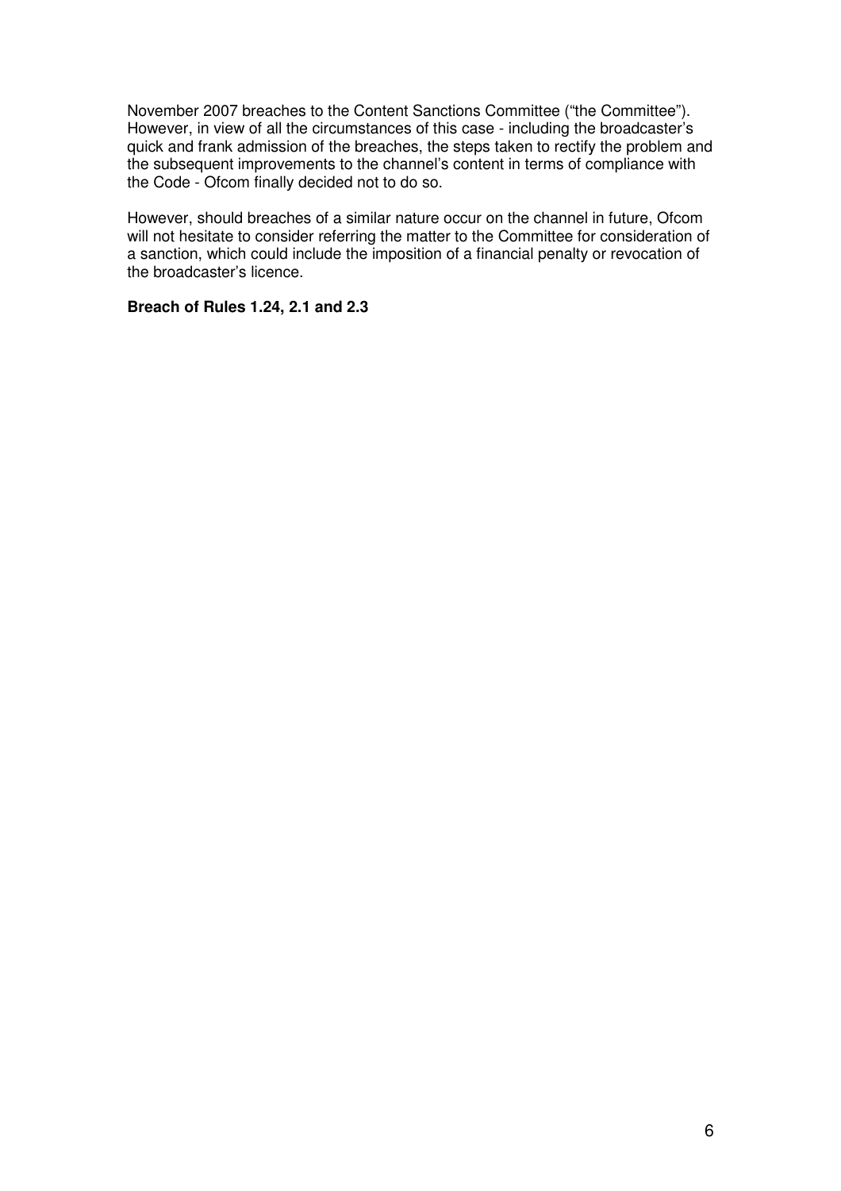November 2007 breaches to the Content Sanctions Committee ("the Committee"). However, in view of all the circumstances of this case - including the broadcaster's quick and frank admission of the breaches, the steps taken to rectify the problem and the subsequent improvements to the channel's content in terms of compliance with the Code - Ofcom finally decided not to do so.

However, should breaches of a similar nature occur on the channel in future, Ofcom will not hesitate to consider referring the matter to the Committee for consideration of a sanction, which could include the imposition of a financial penalty or revocation of the broadcaster's licence.

**Breach of Rules 1.24, 2.1 and 2.3**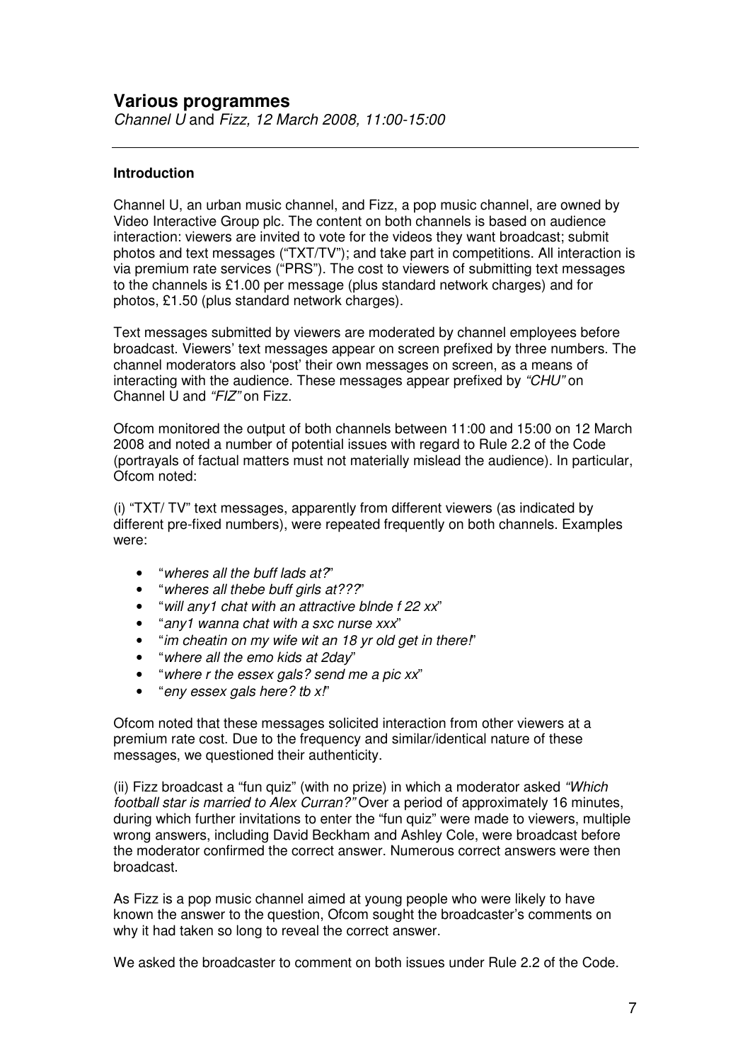## Various programmes

*Channel U* and *Fizz, 12 March 2008, 11:00-15:00*

---

### Introduction

Channel U, an urban music channel, and Fizz, a pop music channel, are owned by Video Interactive Group plc. The content on both channels is based on audience interaction: viewers are invited to vote for the videos they want broadcast; submit photos and text messages ("TXT/TV"); and take part in competitions. All interaction is via premium rate services ("PRS"). The cost to viewers of submitting text messages to the channels is £1.00 per message (plus standard network charges) and for photos, £1.50 (plus standard network charges).

Text messages submitted by viewers are moderated by channel employees before broadcast. Viewers' text messages appear on screen prefixed by three numbers. The channel moderators also 'post' their own messages on screen, as a means of interacting with the audience. These messages appear prefixed by *"CHU"* on Channel U and *"FIZ"* on Fizz.

Ofcom monitored the output of both channels between 11:00 and 15:00 on 12 March 2008 and noted a number of potential issues with regard to Rule 2.2 of the Code (portrayals of factual matters must not materially mislead the audience). In particular, Ofcom noted:

(i) "TXT/ TV" text messages, apparently from different viewers (as indicated by different pre-fixed numbers), were repeated frequently on both channels. Examples were:

- "*wheres all the buff lads at?*"
- "*wheres all thebe buff girls at???*"
- "*will any1 chat with an attractive blnde f 22 xx*"
- "*any1 wanna chat with a sxc nurse xxx*"
- "*im cheatin on my wife wit an 18 yr old get in there!*"
- "*where all the emo kids at 2day*"
- "*where r the essex gals? send me a pic xx*"
- "*eny essex gals here? tb x!*"

Ofcom noted that these messages solicited interaction from other viewers at a premium rate cost. Due to the frequency and similar/identical nature of these messages, we questioned their authenticity.

(ii) Fizz broadcast a "fun quiz" (with no prize) in which a moderator asked *"Which football star is married to Alex Curran?"* Over a period of approximately 16 minutes, during which further invitations to enter the "fun quiz" were made to viewers, multiple wrong answers, including David Beckham and Ashley Cole, were broadcast before the moderator confirmed the correct answer. Numerous correct answers were then broadcast.

As Fizz is a pop music channel aimed at young people who were likely to have known the answer to the question, Ofcom sought the broadcaster's comments on why it had taken so long to reveal the correct answer.

We asked the broadcaster to comment on both issues under Rule 2.2 of the Code.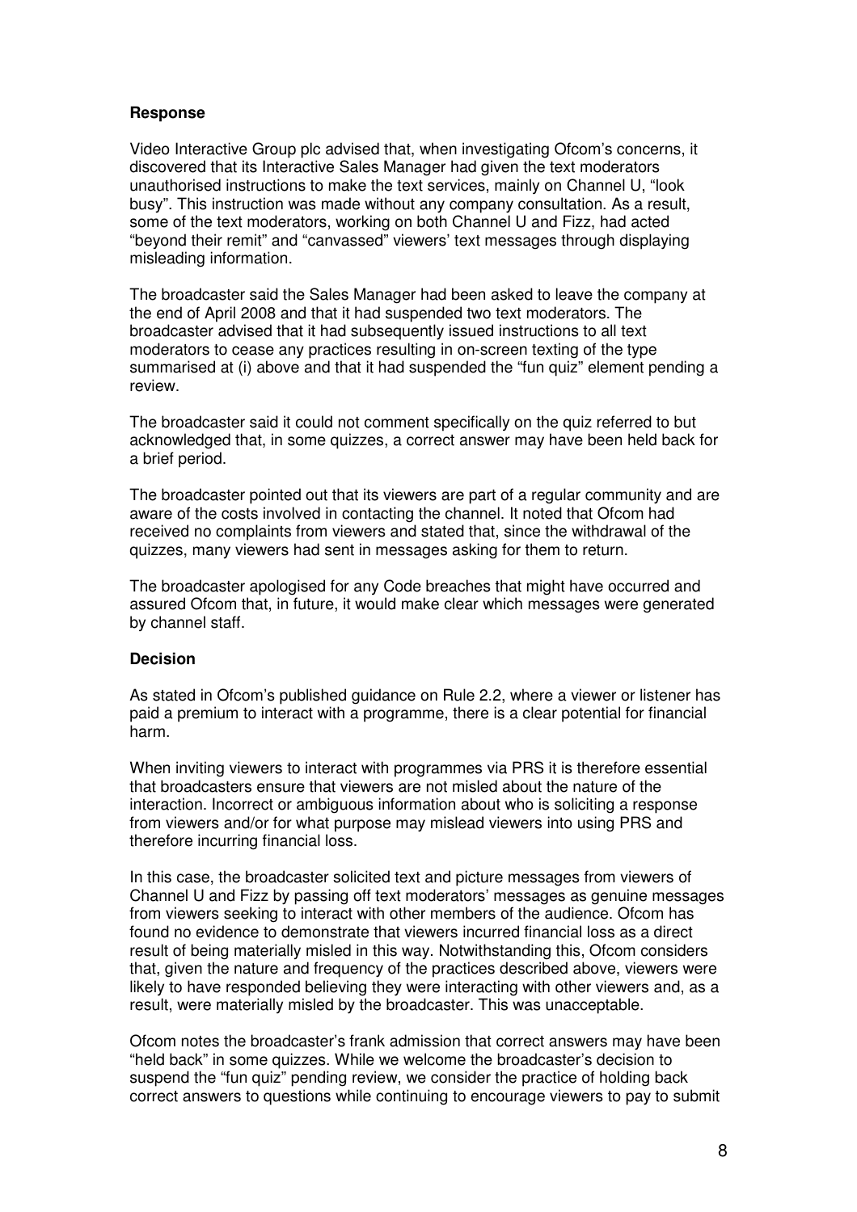**Response**

Video Interactive Group plc advised that, when investigating Ofcom's concerns, it discovered that its Interactive Sales Manager had given the text moderators unauthorised instructions to make the text services, mainly on Channel U, "look busy". This instruction was made without any company consultation. As a result, some of the text moderators, working on both Channel U and Fizz, had acted "beyond their remit" and "canvassed" viewers' text messages through displaying misleading information.

The broadcaster said the Sales Manager had been asked to leave the company at the end of April 2008 and that it had suspended two text moderators. The broadcaster advised that it had subsequently issued instructions to all text moderators to cease any practices resulting in on-screen texting of the type summarised at (i) above and that it had suspended the "fun quiz" element pending a review.

The broadcaster said it could not comment specifically on the quiz referred to but acknowledged that, in some quizzes, a correct answer may have been held back for a brief period.

The broadcaster pointed out that its viewers are part of a regular community and are aware of the costs involved in contacting the channel. It noted that Ofcom had received no complaints from viewers and stated that, since the withdrawal of the quizzes, many viewers had sent in messages asking for them to return.

The broadcaster apologised for any Code breaches that might have occurred and assured Ofcom that, in future, it would make clear which messages were generated by channel staff.

**Decision**

As stated in Ofcom's published guidance on Rule 2.2, where a viewer or listener has paid a premium to interact with a programme, there is a clear potential for financial harm.

When inviting viewers to interact with programmes via PRS it is therefore essential that broadcasters ensure that viewers are not misled about the nature of the interaction. Incorrect or ambiguous information about who is soliciting a response from viewers and/or for what purpose may mislead viewers into using PRS and therefore incurring financial loss.

In this case, the broadcaster solicited text and picture messages from viewers of Channel U and Fizz by passing off text moderators' messages as genuine messages from viewers seeking to interact with other members of the audience. Ofcom has found no evidence to demonstrate that viewers incurred financial loss as a direct result of being materially misled in this way. Notwithstanding this, Ofcom considers that, given the nature and frequency of the practices described above, viewers were likely to have responded believing they were interacting with other viewers and, as a result, were materially misled by the broadcaster. This was unacceptable.

Ofcom notes the broadcaster's frank admission that correct answers may have been "held back" in some quizzes. While we welcome the broadcaster's decision to suspend the "fun quiz" pending review, we consider the practice of holding back correct answers to questions while continuing to encourage viewers to pay to submit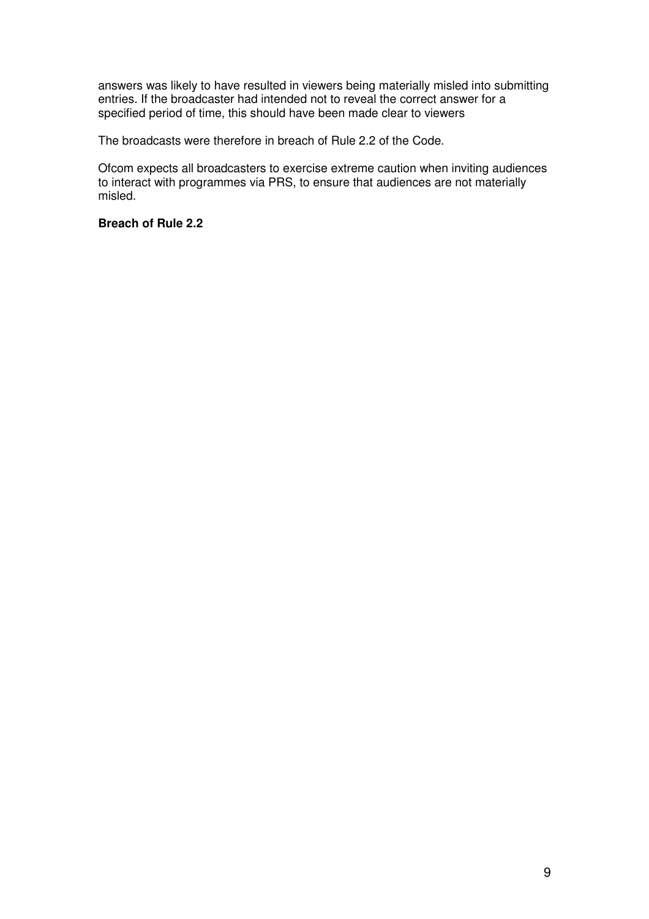answers was likely to have resulted in viewers being materially misled into submitting entries. If the broadcaster had intended not to reveal the correct answer for a specified period of time, this should have been made clear to viewers

The broadcasts were therefore in breach of Rule 2.2 of the Code.

Ofcom expects all broadcasters to exercise extreme caution when inviting audiences to interact with programmes via PRS, to ensure that audiences are not materially misled.

**Breach of Rule 2.2**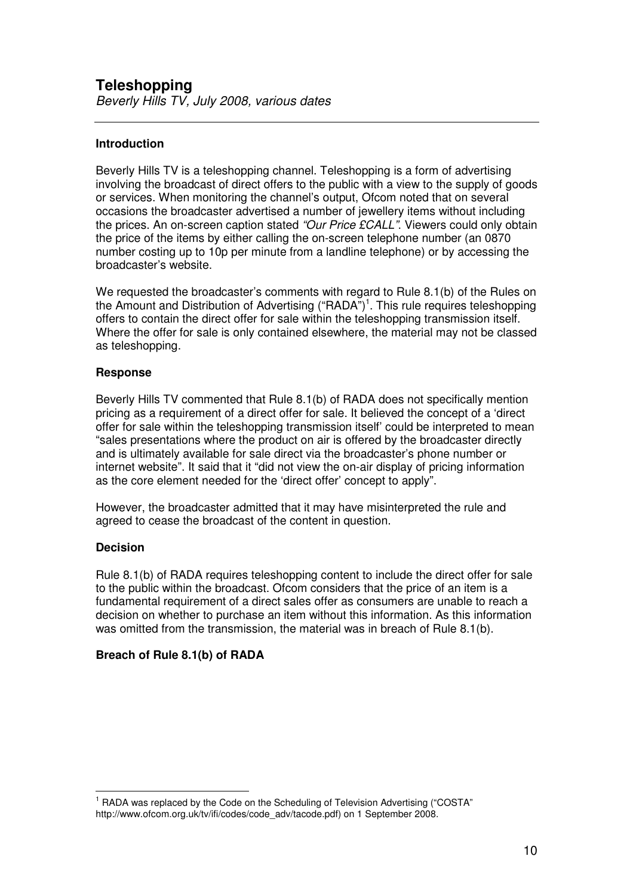## Teleshopping

*Beverly Hills TV, July 2008, various dates*

---

### Introduction

Beverly Hills TV is a teleshopping channel. Teleshopping is a form of advertising involving the broadcast of direct offers to the public with a view to the supply of goods or services. When monitoring the channel's output, Ofcom noted that on several occasions the broadcaster advertised a number of jewellery items without including the prices. An on-screen caption stated *"Our Price £CALL"*. Viewers could only obtain the price of the items by either calling the on-screen telephone number (an 0870 number costing up to 10p per minute from a landline telephone) or by accessing the broadcaster's website.

We requested the broadcaster's comments with regard to Rule 8.1(b) of the Rules on the Amount and Distribution of Advertising ("RADA")[1]. This rule requires teleshopping offers to contain the direct offer for sale within the teleshopping transmission itself. Where the offer for sale is only contained elsewhere, the material may not be classed as teleshopping.

### Response

Beverly Hills TV commented that Rule 8.1(b) of RADA does not specifically mention pricing as a requirement of a direct offer for sale. It believed the concept of a 'direct offer for sale within the teleshopping transmission itself' could be interpreted to mean "sales presentations where the product on air is offered by the broadcaster directly and is ultimately available for sale direct via the broadcaster's phone number or internet website". It said that it "did not view the on-air display of pricing information as the core element needed for the 'direct offer' concept to apply".

However, the broadcaster admitted that it may have misinterpreted the rule and agreed to cease the broadcast of the content in question.

### Decision

Rule 8.1(b) of RADA requires teleshopping content to include the direct offer for sale to the public within the broadcast. Ofcom considers that the price of an item is a fundamental requirement of a direct sales offer as consumers are unable to reach a decision on whether to purchase an item without this information. As this information was omitted from the transmission, the material was in breach of Rule 8.1(b).

### Breach of Rule 8.1(b) of RADA

---

[1] RADA was replaced by the Code on the Scheduling of Television Advertising ("COSTA" http://www.ofcom.org.uk/tv/ifi/codes/code_adv/tacode.pdf) on 1 September 2008.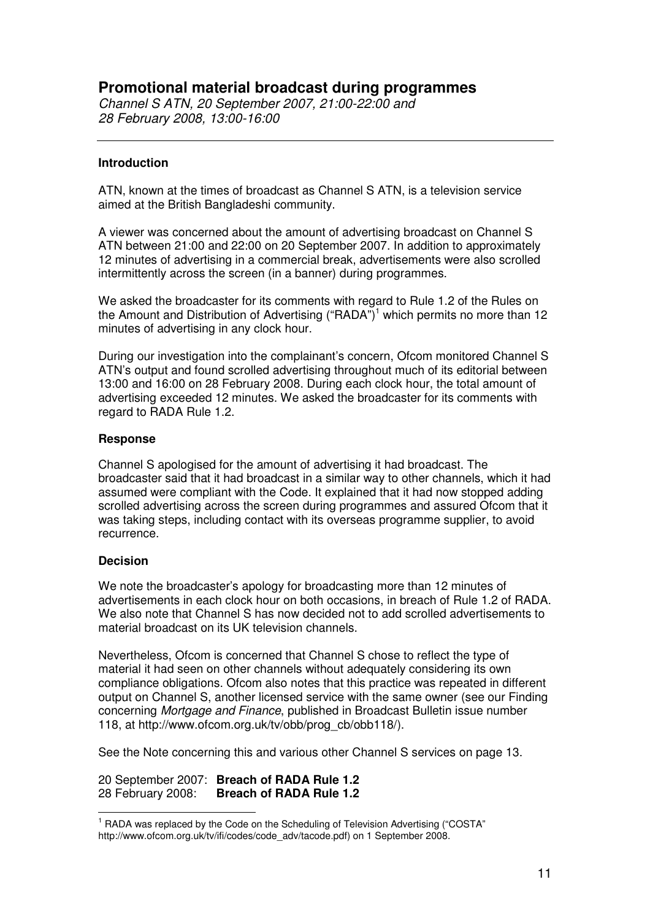## Promotional material broadcast during programmes

*Channel S ATN, 20 September 2007, 21:00-22:00 and 28 February 2008, 13:00-16:00*

---

### Introduction

ATN, known at the times of broadcast as Channel S ATN, is a television service aimed at the British Bangladeshi community.

A viewer was concerned about the amount of advertising broadcast on Channel S ATN between 21:00 and 22:00 on 20 September 2007. In addition to approximately 12 minutes of advertising in a commercial break, advertisements were also scrolled intermittently across the screen (in a banner) during programmes.

We asked the broadcaster for its comments with regard to Rule 1.2 of the Rules on the Amount and Distribution of Advertising ("RADA")[1] which permits no more than 12 minutes of advertising in any clock hour.

During our investigation into the complainant's concern, Ofcom monitored Channel S ATN's output and found scrolled advertising throughout much of its editorial between 13:00 and 16:00 on 28 February 2008. During each clock hour, the total amount of advertising exceeded 12 minutes. We asked the broadcaster for its comments with regard to RADA Rule 1.2.

### Response

Channel S apologised for the amount of advertising it had broadcast. The broadcaster said that it had broadcast in a similar way to other channels, which it had assumed were compliant with the Code. It explained that it had now stopped adding scrolled advertising across the screen during programmes and assured Ofcom that it was taking steps, including contact with its overseas programme supplier, to avoid recurrence.

### Decision

We note the broadcaster's apology for broadcasting more than 12 minutes of advertisements in each clock hour on both occasions, in breach of Rule 1.2 of RADA. We also note that Channel S has now decided not to add scrolled advertisements to material broadcast on its UK television channels.

Nevertheless, Ofcom is concerned that Channel S chose to reflect the type of material it had seen on other channels without adequately considering its own compliance obligations. Ofcom also notes that this practice was repeated in different output on Channel S, another licensed service with the same owner (see our Finding concerning *Mortgage and Finance*, published in Broadcast Bulletin issue number 118, at http://www.ofcom.org.uk/tv/obb/prog_cb/obb118/).

See the Note concerning this and various other Channel S services on page 13.

20 September 2007: **Breach of RADA Rule 1.2**
28 February 2008: **Breach of RADA Rule 1.2**

---

[1] RADA was replaced by the Code on the Scheduling of Television Advertising ("COSTA" http://www.ofcom.org.uk/tv/ifi/codes/code_adv/tacode.pdf) on 1 September 2008.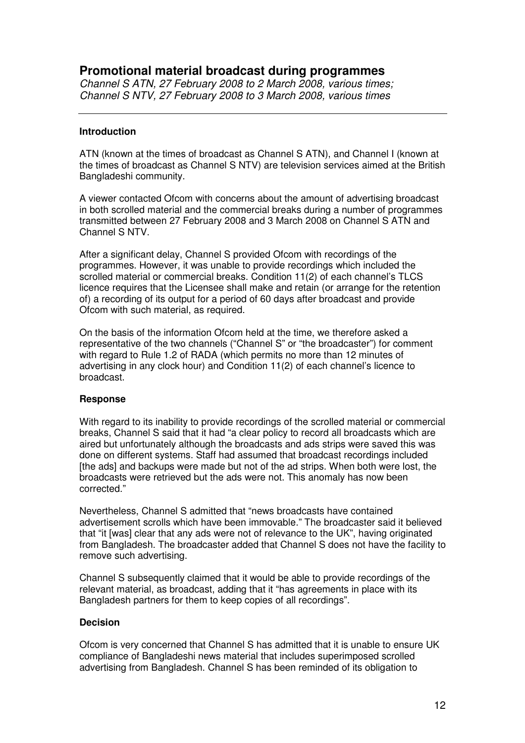## Promotional material broadcast during programmes

*Channel S ATN, 27 February 2008 to 2 March 2008, various times; Channel S NTV, 27 February 2008 to 3 March 2008, various times*

---

### Introduction

ATN (known at the times of broadcast as Channel S ATN), and Channel I (known at the times of broadcast as Channel S NTV) are television services aimed at the British Bangladeshi community.

A viewer contacted Ofcom with concerns about the amount of advertising broadcast in both scrolled material and the commercial breaks during a number of programmes transmitted between 27 February 2008 and 3 March 2008 on Channel S ATN and Channel S NTV.

After a significant delay, Channel S provided Ofcom with recordings of the programmes. However, it was unable to provide recordings which included the scrolled material or commercial breaks. Condition 11(2) of each channel's TLCS licence requires that the Licensee shall make and retain (or arrange for the retention of) a recording of its output for a period of 60 days after broadcast and provide Ofcom with such material, as required.

On the basis of the information Ofcom held at the time, we therefore asked a representative of the two channels ("Channel S" or "the broadcaster") for comment with regard to Rule 1.2 of RADA (which permits no more than 12 minutes of advertising in any clock hour) and Condition 11(2) of each channel's licence to broadcast.

### Response

With regard to its inability to provide recordings of the scrolled material or commercial breaks, Channel S said that it had "a clear policy to record all broadcasts which are aired but unfortunately although the broadcasts and ads strips were saved this was done on different systems. Staff had assumed that broadcast recordings included [the ads] and backups were made but not of the ad strips. When both were lost, the broadcasts were retrieved but the ads were not. This anomaly has now been corrected."

Nevertheless, Channel S admitted that "news broadcasts have contained advertisement scrolls which have been immovable." The broadcaster said it believed that "it [was] clear that any ads were not of relevance to the UK", having originated from Bangladesh. The broadcaster added that Channel S does not have the facility to remove such advertising.

Channel S subsequently claimed that it would be able to provide recordings of the relevant material, as broadcast, adding that it "has agreements in place with its Bangladesh partners for them to keep copies of all recordings".

### Decision

Ofcom is very concerned that Channel S has admitted that it is unable to ensure UK compliance of Bangladeshi news material that includes superimposed scrolled advertising from Bangladesh. Channel S has been reminded of its obligation to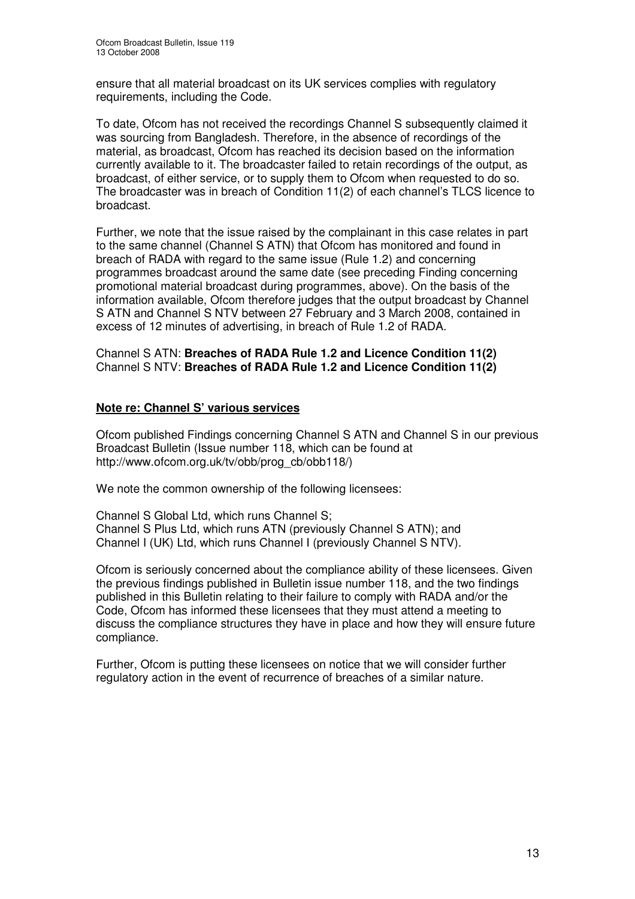ensure that all material broadcast on its UK services complies with regulatory requirements, including the Code.

To date, Ofcom has not received the recordings Channel S subsequently claimed it was sourcing from Bangladesh. Therefore, in the absence of recordings of the material, as broadcast, Ofcom has reached its decision based on the information currently available to it. The broadcaster failed to retain recordings of the output, as broadcast, of either service, or to supply them to Ofcom when requested to do so. The broadcaster was in breach of Condition 11(2) of each channel's TLCS licence to broadcast.

Further, we note that the issue raised by the complainant in this case relates in part to the same channel (Channel S ATN) that Ofcom has monitored and found in breach of RADA with regard to the same issue (Rule 1.2) and concerning programmes broadcast around the same date (see preceding Finding concerning promotional material broadcast during programmes, above). On the basis of the information available, Ofcom therefore judges that the output broadcast by Channel S ATN and Channel S NTV between 27 February and 3 March 2008, contained in excess of 12 minutes of advertising, in breach of Rule 1.2 of RADA.

Channel S ATN: **Breaches of RADA Rule 1.2 and Licence Condition 11(2)**
Channel S NTV: **Breaches of RADA Rule 1.2 and Licence Condition 11(2)**

**Note re: Channel S' various services**

Ofcom published Findings concerning Channel S ATN and Channel S in our previous Broadcast Bulletin (Issue number 118, which can be found at http://www.ofcom.org.uk/tv/obb/prog_cb/obb118/)

We note the common ownership of the following licensees:

Channel S Global Ltd, which runs Channel S;
Channel S Plus Ltd, which runs ATN (previously Channel S ATN); and
Channel I (UK) Ltd, which runs Channel I (previously Channel S NTV).

Ofcom is seriously concerned about the compliance ability of these licensees. Given the previous findings published in Bulletin issue number 118, and the two findings published in this Bulletin relating to their failure to comply with RADA and/or the Code, Ofcom has informed these licensees that they must attend a meeting to discuss the compliance structures they have in place and how they will ensure future compliance.

Further, Ofcom is putting these licensees on notice that we will consider further regulatory action in the event of recurrence of breaches of a similar nature.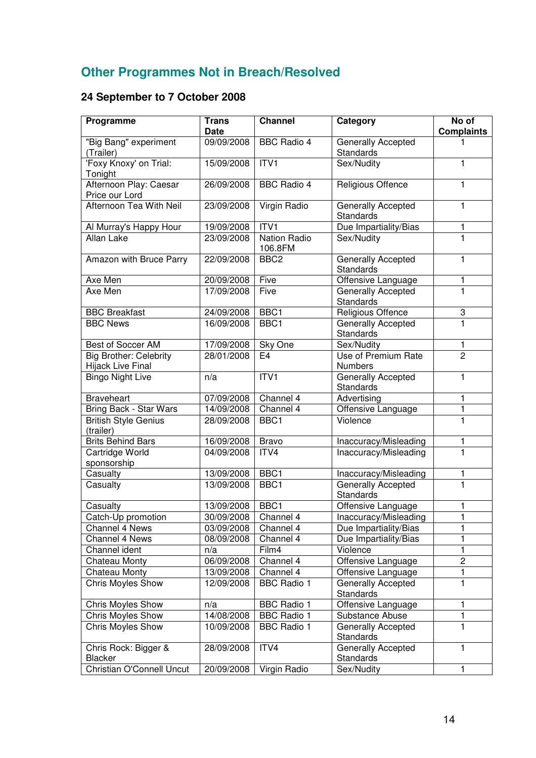## Other Programmes Not in Breach/Resolved

### 24 September to 7 October 2008

| Programme | Trans Date | Channel | Category | No of Complaints |
|---|---|---|---|---|
| "Big Bang" experiment (Trailer) | 09/09/2008 | BBC Radio 4 | Generally Accepted Standards | 1 |
| 'Foxy Knoxy' on Trial: Tonight | 15/09/2008 | ITV1 | Sex/Nudity | 1 |
| Afternoon Play: Caesar Price our Lord | 26/09/2008 | BBC Radio 4 | Religious Offence | 1 |
| Afternoon Tea With Neil | 23/09/2008 | Virgin Radio | Generally Accepted Standards | 1 |
| Al Murray's Happy Hour | 19/09/2008 | ITV1 | Due Impartiality/Bias | 1 |
| Allan Lake | 23/09/2008 | Nation Radio 106.8FM | Sex/Nudity | 1 |
| Amazon with Bruce Parry | 22/09/2008 | BBC2 | Generally Accepted Standards | 1 |
| Axe Men | 20/09/2008 | Five | Offensive Language | 1 |
| Axe Men | 17/09/2008 | Five | Generally Accepted Standards | 1 |
| BBC Breakfast | 24/09/2008 | BBC1 | Religious Offence | 3 |
| BBC News | 16/09/2008 | BBC1 | Generally Accepted Standards | 1 |
| Best of Soccer AM | 17/09/2008 | Sky One | Sex/Nudity | 1 |
| Big Brother: Celebrity Hijack Live Final | 28/01/2008 | E4 | Use of Premium Rate Numbers | 2 |
| Bingo Night Live | n/a | ITV1 | Generally Accepted Standards | 1 |
| Braveheart | 07/09/2008 | Channel 4 | Advertising | 1 |
| Bring Back - Star Wars | 14/09/2008 | Channel 4 | Offensive Language | 1 |
| British Style Genius (trailer) | 28/09/2008 | BBC1 | Violence | 1 |
| Brits Behind Bars | 16/09/2008 | Bravo | Inaccuracy/Misleading | 1 |
| Cartridge World sponsorship | 04/09/2008 | ITV4 | Inaccuracy/Misleading | 1 |
| Casualty | 13/09/2008 | BBC1 | Inaccuracy/Misleading | 1 |
| Casualty | 13/09/2008 | BBC1 | Generally Accepted Standards | 1 |
| Casualty | 13/09/2008 | BBC1 | Offensive Language | 1 |
| Catch-Up promotion | 30/09/2008 | Channel 4 | Inaccuracy/Misleading | 1 |
| Channel 4 News | 03/09/2008 | Channel 4 | Due Impartiality/Bias | 1 |
| Channel 4 News | 08/09/2008 | Channel 4 | Due Impartiality/Bias | 1 |
| Channel ident | n/a | Film4 | Violence | 1 |
| Chateau Monty | 06/09/2008 | Channel 4 | Offensive Language | 2 |
| Chateau Monty | 13/09/2008 | Channel 4 | Offensive Language | 1 |
| Chris Moyles Show | 12/09/2008 | BBC Radio 1 | Generally Accepted Standards | 1 |
| Chris Moyles Show | n/a | BBC Radio 1 | Offensive Language | 1 |
| Chris Moyles Show | 14/08/2008 | BBC Radio 1 | Substance Abuse | 1 |
| Chris Moyles Show | 10/09/2008 | BBC Radio 1 | Generally Accepted Standards | 1 |
| Chris Rock: Bigger & Blacker | 28/09/2008 | ITV4 | Generally Accepted Standards | 1 |
| Christian O'Connell Uncut | 20/09/2008 | Virgin Radio | Sex/Nudity | 1 |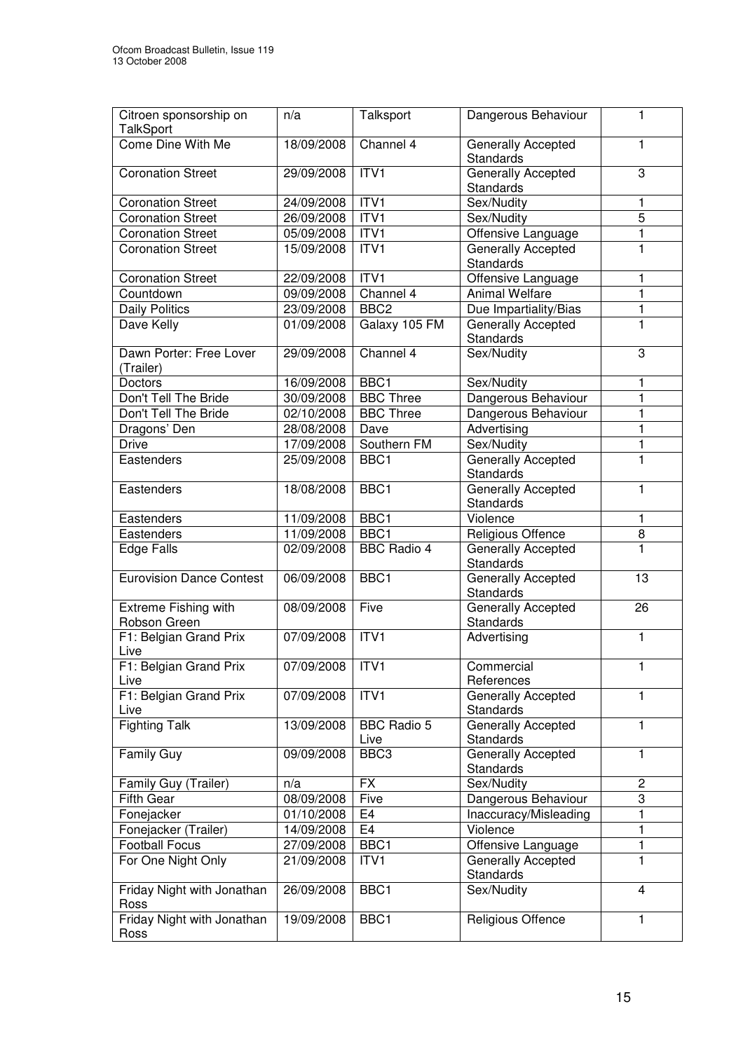| Citroen sponsorship on TalkSport | n/a | Talksport | Dangerous Behaviour | 1 |
|---|---|---|---|---|
| Come Dine With Me | 18/09/2008 | Channel 4 | Generally Accepted Standards | 1 |
| Coronation Street | 29/09/2008 | ITV1 | Generally Accepted Standards | 3 |
| Coronation Street | 24/09/2008 | ITV1 | Sex/Nudity | 1 |
| Coronation Street | 26/09/2008 | ITV1 | Sex/Nudity | 5 |
| Coronation Street | 05/09/2008 | ITV1 | Offensive Language | 1 |
| Coronation Street | 15/09/2008 | ITV1 | Generally Accepted Standards | 1 |
| Coronation Street | 22/09/2008 | ITV1 | Offensive Language | 1 |
| Countdown | 09/09/2008 | Channel 4 | Animal Welfare | 1 |
| Daily Politics | 23/09/2008 | BBC2 | Due Impartiality/Bias | 1 |
| Dave Kelly | 01/09/2008 | Galaxy 105 FM | Generally Accepted Standards | 1 |
| Dawn Porter: Free Lover (Trailer) | 29/09/2008 | Channel 4 | Sex/Nudity | 3 |
| Doctors | 16/09/2008 | BBC1 | Sex/Nudity | 1 |
| Don't Tell The Bride | 30/09/2008 | BBC Three | Dangerous Behaviour | 1 |
| Don't Tell The Bride | 02/10/2008 | BBC Three | Dangerous Behaviour | 1 |
| Dragons' Den | 28/08/2008 | Dave | Advertising | 1 |
| Drive | 17/09/2008 | Southern FM | Sex/Nudity | 1 |
| Eastenders | 25/09/2008 | BBC1 | Generally Accepted Standards | 1 |
| Eastenders | 18/08/2008 | BBC1 | Generally Accepted Standards | 1 |
| Eastenders | 11/09/2008 | BBC1 | Violence | 1 |
| Eastenders | 11/09/2008 | BBC1 | Religious Offence | 8 |
| Edge Falls | 02/09/2008 | BBC Radio 4 | Generally Accepted Standards | 1 |
| Eurovision Dance Contest | 06/09/2008 | BBC1 | Generally Accepted Standards | 13 |
| Extreme Fishing with Robson Green | 08/09/2008 | Five | Generally Accepted Standards | 26 |
| F1: Belgian Grand Prix Live | 07/09/2008 | ITV1 | Advertising | 1 |
| F1: Belgian Grand Prix Live | 07/09/2008 | ITV1 | Commercial References | 1 |
| F1: Belgian Grand Prix Live | 07/09/2008 | ITV1 | Generally Accepted Standards | 1 |
| Fighting Talk | 13/09/2008 | BBC Radio 5 Live | Generally Accepted Standards | 1 |
| Family Guy | 09/09/2008 | BBC3 | Generally Accepted Standards | 1 |
| Family Guy (Trailer) | n/a | FX | Sex/Nudity | 2 |
| Fifth Gear | 08/09/2008 | Five | Dangerous Behaviour | 3 |
| Fonejacker | 01/10/2008 | E4 | Inaccuracy/Misleading | 1 |
| Fonejacker (Trailer) | 14/09/2008 | E4 | Violence | 1 |
| Football Focus | 27/09/2008 | BBC1 | Offensive Language | 1 |
| For One Night Only | 21/09/2008 | ITV1 | Generally Accepted Standards | 1 |
| Friday Night with Jonathan Ross | 26/09/2008 | BBC1 | Sex/Nudity | 4 |
| Friday Night with Jonathan Ross | 19/09/2008 | BBC1 | Religious Offence | 1 |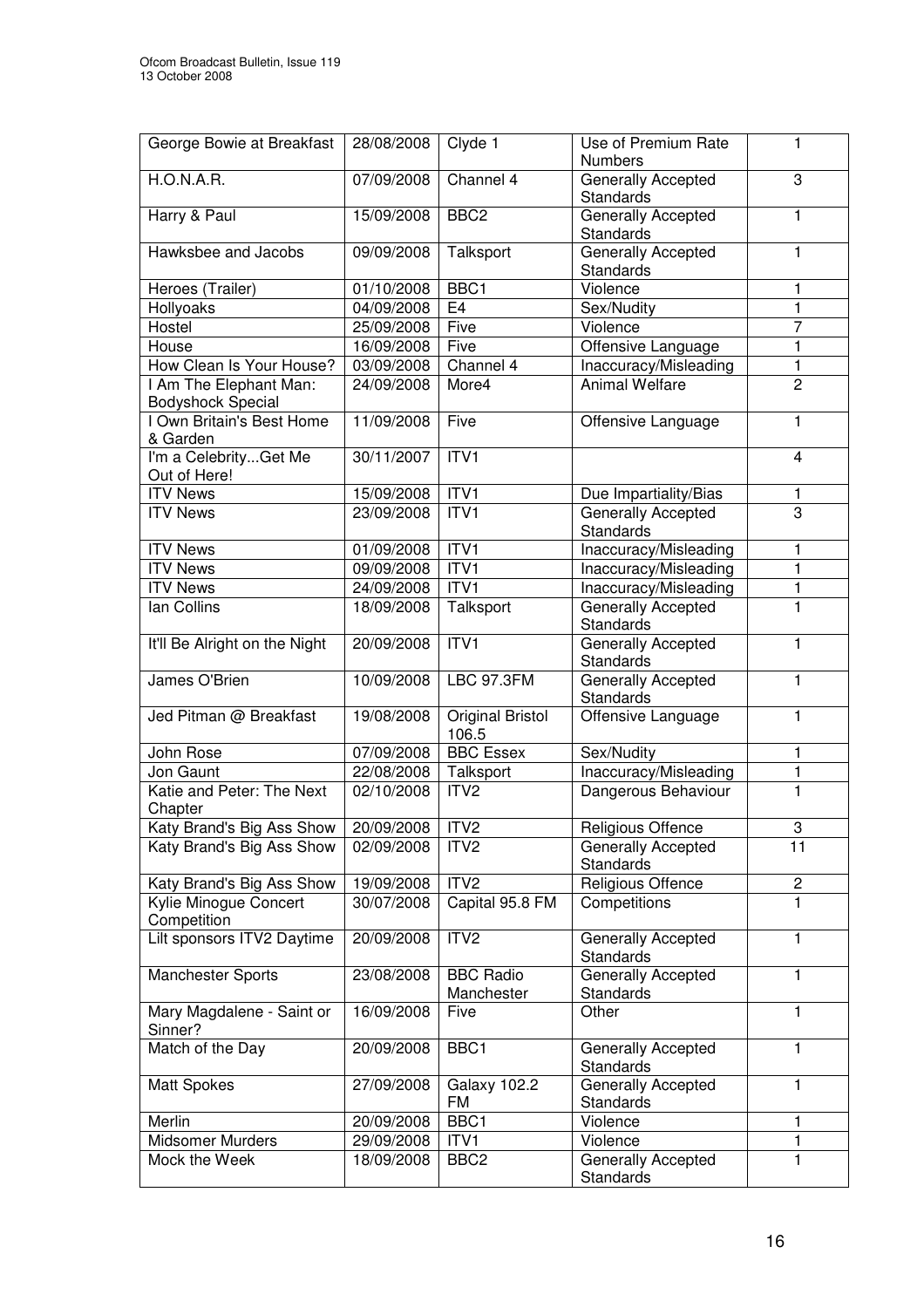| George Bowie at Breakfast | 28/08/2008 | Clyde 1 | Use of Premium Rate Numbers | 1 |
|---|---|---|---|---|
| H.O.N.A.R. | 07/09/2008 | Channel 4 | Generally Accepted Standards | 3 |
| Harry & Paul | 15/09/2008 | BBC2 | Generally Accepted Standards | 1 |
| Hawksbee and Jacobs | 09/09/2008 | Talksport | Generally Accepted Standards | 1 |
| Heroes (Trailer) | 01/10/2008 | BBC1 | Violence | 1 |
| Hollyoaks | 04/09/2008 | E4 | Sex/Nudity | 1 |
| Hostel | 25/09/2008 | Five | Violence | 7 |
| House | 16/09/2008 | Five | Offensive Language | 1 |
| How Clean Is Your House? | 03/09/2008 | Channel 4 | Inaccuracy/Misleading | 1 |
| I Am The Elephant Man: Bodyshock Special | 24/09/2008 | More4 | Animal Welfare | 2 |
| I Own Britain's Best Home & Garden | 11/09/2008 | Five | Offensive Language | 1 |
| I'm a Celebrity...Get Me Out of Here! | 30/11/2007 | ITV1 | | 4 |
| ITV News | 15/09/2008 | ITV1 | Due Impartiality/Bias | 1 |
| ITV News | 23/09/2008 | ITV1 | Generally Accepted Standards | 3 |
| ITV News | 01/09/2008 | ITV1 | Inaccuracy/Misleading | 1 |
| ITV News | 09/09/2008 | ITV1 | Inaccuracy/Misleading | 1 |
| ITV News | 24/09/2008 | ITV1 | Inaccuracy/Misleading | 1 |
| Ian Collins | 18/09/2008 | Talksport | Generally Accepted Standards | 1 |
| It'll Be Alright on the Night | 20/09/2008 | ITV1 | Generally Accepted Standards | 1 |
| James O'Brien | 10/09/2008 | LBC 97.3FM | Generally Accepted Standards | 1 |
| Jed Pitman @ Breakfast | 19/08/2008 | Original Bristol 106.5 | Offensive Language | 1 |
| John Rose | 07/09/2008 | BBC Essex | Sex/Nudity | 1 |
| Jon Gaunt | 22/08/2008 | Talksport | Inaccuracy/Misleading | 1 |
| Katie and Peter: The Next Chapter | 02/10/2008 | ITV2 | Dangerous Behaviour | 1 |
| Katy Brand's Big Ass Show | 20/09/2008 | ITV2 | Religious Offence | 3 |
| Katy Brand's Big Ass Show | 02/09/2008 | ITV2 | Generally Accepted Standards | 11 |
| Katy Brand's Big Ass Show | 19/09/2008 | ITV2 | Religious Offence | 2 |
| Kylie Minogue Concert Competition | 30/07/2008 | Capital 95.8 FM | Competitions | 1 |
| Lilt sponsors ITV2 Daytime | 20/09/2008 | ITV2 | Generally Accepted Standards | 1 |
| Manchester Sports | 23/08/2008 | BBC Radio Manchester | Generally Accepted Standards | 1 |
| Mary Magdalene - Saint or Sinner? | 16/09/2008 | Five | Other | 1 |
| Match of the Day | 20/09/2008 | BBC1 | Generally Accepted Standards | 1 |
| Matt Spokes | 27/09/2008 | Galaxy 102.2 FM | Generally Accepted Standards | 1 |
| Merlin | 20/09/2008 | BBC1 | Violence | 1 |
| Midsomer Murders | 29/09/2008 | ITV1 | Violence | 1 |
| Mock the Week | 18/09/2008 | BBC2 | Generally Accepted Standards | 1 |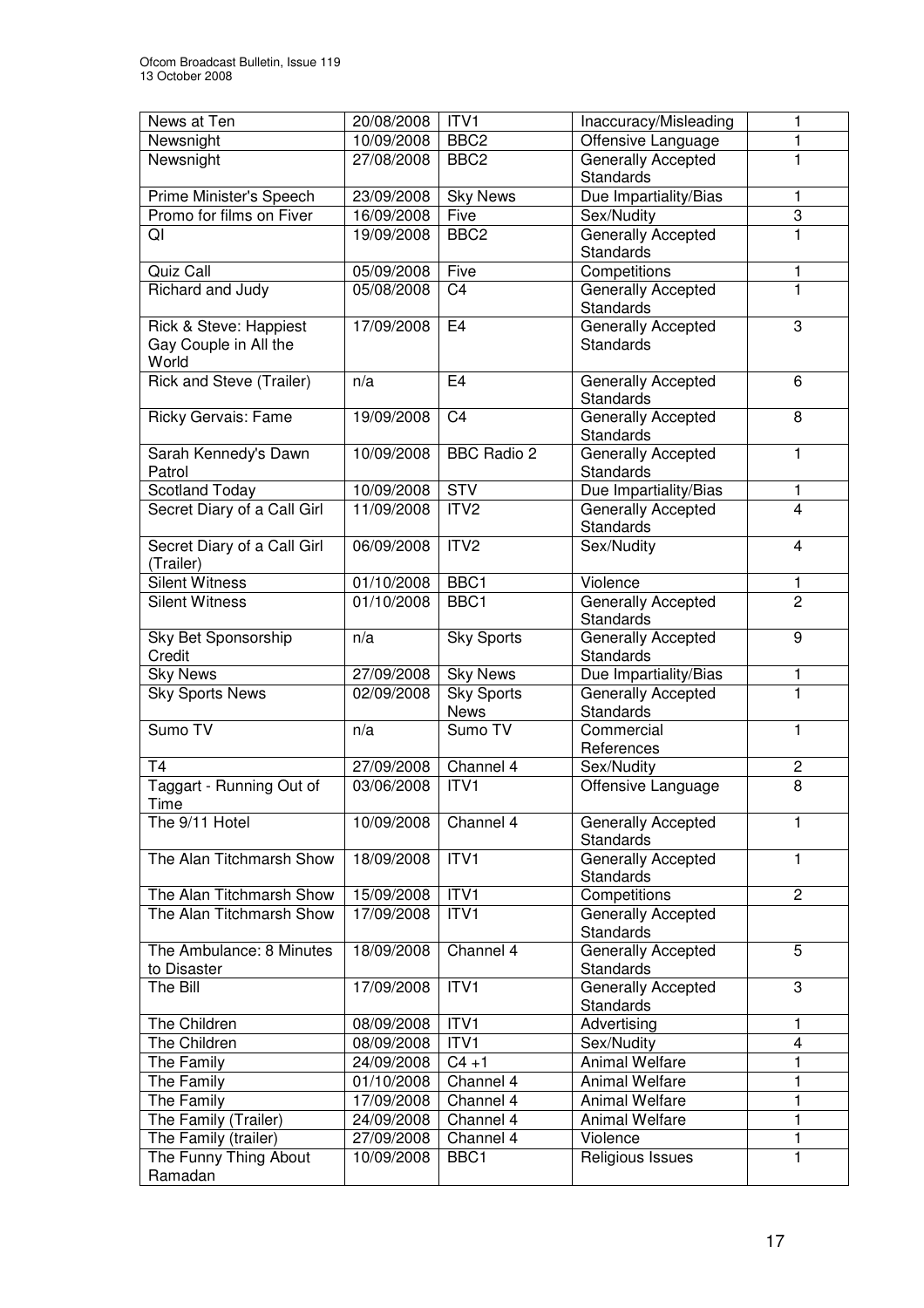| | | | | |
|---|---|---|---|---|
| News at Ten | 20/08/2008 | ITV1 | Inaccuracy/Misleading | 1 |
| Newsnight | 10/09/2008 | BBC2 | Offensive Language | 1 |
| Newsnight | 27/08/2008 | BBC2 | Generally Accepted Standards | 1 |
| Prime Minister's Speech | 23/09/2008 | Sky News | Due Impartiality/Bias | 1 |
| Promo for films on Fiver | 16/09/2008 | Five | Sex/Nudity | 3 |
| QI | 19/09/2008 | BBC2 | Generally Accepted Standards | 1 |
| Quiz Call | 05/09/2008 | Five | Competitions | 1 |
| Richard and Judy | 05/08/2008 | C4 | Generally Accepted Standards | 1 |
| Rick & Steve: Happiest Gay Couple in All the World | 17/09/2008 | E4 | Generally Accepted Standards | 3 |
| Rick and Steve (Trailer) | n/a | E4 | Generally Accepted Standards | 6 |
| Ricky Gervais: Fame | 19/09/2008 | C4 | Generally Accepted Standards | 8 |
| Sarah Kennedy's Dawn Patrol | 10/09/2008 | BBC Radio 2 | Generally Accepted Standards | 1 |
| Scotland Today | 10/09/2008 | STV | Due Impartiality/Bias | 1 |
| Secret Diary of a Call Girl | 11/09/2008 | ITV2 | Generally Accepted Standards | 4 |
| Secret Diary of a Call Girl (Trailer) | 06/09/2008 | ITV2 | Sex/Nudity | 4 |
| Silent Witness | 01/10/2008 | BBC1 | Violence | 1 |
| Silent Witness | 01/10/2008 | BBC1 | Generally Accepted Standards | 2 |
| Sky Bet Sponsorship Credit | n/a | Sky Sports | Generally Accepted Standards | 9 |
| Sky News | 27/09/2008 | Sky News | Due Impartiality/Bias | 1 |
| Sky Sports News | 02/09/2008 | Sky Sports News | Generally Accepted Standards | 1 |
| Sumo TV | n/a | Sumo TV | Commercial References | 1 |
| T4 | 27/09/2008 | Channel 4 | Sex/Nudity | 2 |
| Taggart - Running Out of Time | 03/06/2008 | ITV1 | Offensive Language | 8 |
| The 9/11 Hotel | 10/09/2008 | Channel 4 | Generally Accepted Standards | 1 |
| The Alan Titchmarsh Show | 18/09/2008 | ITV1 | Generally Accepted Standards | 1 |
| The Alan Titchmarsh Show | 15/09/2008 | ITV1 | Competitions | 2 |
| The Alan Titchmarsh Show | 17/09/2008 | ITV1 | Generally Accepted Standards | |
| The Ambulance: 8 Minutes to Disaster | 18/09/2008 | Channel 4 | Generally Accepted Standards | 5 |
| The Bill | 17/09/2008 | ITV1 | Generally Accepted Standards | 3 |
| The Children | 08/09/2008 | ITV1 | Advertising | 1 |
| The Children | 08/09/2008 | ITV1 | Sex/Nudity | 4 |
| The Family | 24/09/2008 | C4 +1 | Animal Welfare | 1 |
| The Family | 01/10/2008 | Channel 4 | Animal Welfare | 1 |
| The Family | 17/09/2008 | Channel 4 | Animal Welfare | 1 |
| The Family (Trailer) | 24/09/2008 | Channel 4 | Animal Welfare | 1 |
| The Family (trailer) | 27/09/2008 | Channel 4 | Violence | 1 |
| The Funny Thing About Ramadan | 10/09/2008 | BBC1 | Religious Issues | 1 |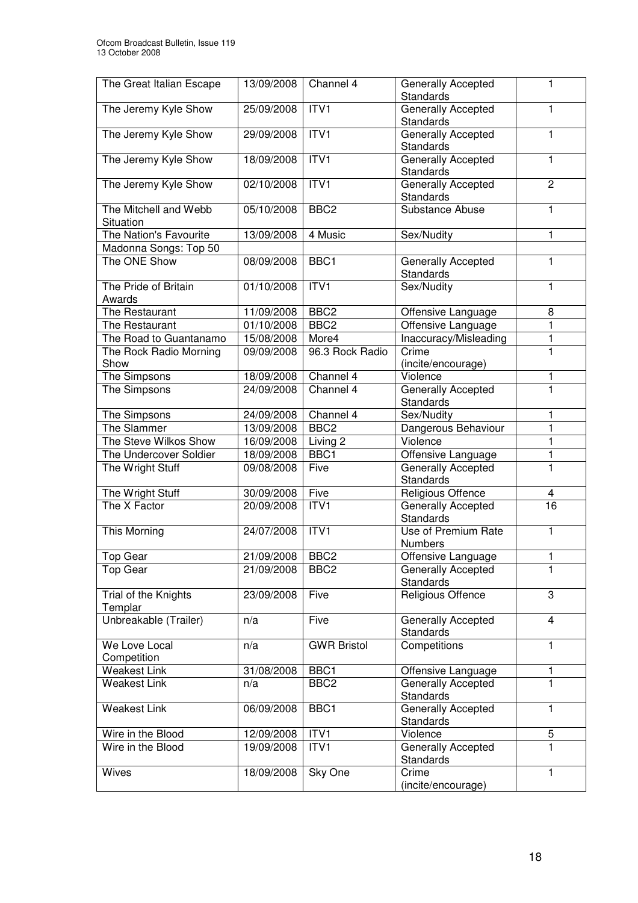| | | | | |
|---|---|---|---|---|
| The Great Italian Escape | 13/09/2008 | Channel 4 | Generally Accepted Standards | 1 |
| The Jeremy Kyle Show | 25/09/2008 | ITV1 | Generally Accepted Standards | 1 |
| The Jeremy Kyle Show | 29/09/2008 | ITV1 | Generally Accepted Standards | 1 |
| The Jeremy Kyle Show | 18/09/2008 | ITV1 | Generally Accepted Standards | 1 |
| The Jeremy Kyle Show | 02/10/2008 | ITV1 | Generally Accepted Standards | 2 |
| The Mitchell and Webb Situation | 05/10/2008 | BBC2 | Substance Abuse | 1 |
| The Nation's Favourite Madonna Songs: Top 50 | 13/09/2008 | 4 Music | Sex/Nudity | 1 |
| The ONE Show | 08/09/2008 | BBC1 | Generally Accepted Standards | 1 |
| The Pride of Britain Awards | 01/10/2008 | ITV1 | Sex/Nudity | 1 |
| The Restaurant | 11/09/2008 | BBC2 | Offensive Language | 8 |
| The Restaurant | 01/10/2008 | BBC2 | Offensive Language | 1 |
| The Road to Guantanamo | 15/08/2008 | More4 | Inaccuracy/Misleading | 1 |
| The Rock Radio Morning Show | 09/09/2008 | 96.3 Rock Radio | Crime (incite/encourage) | 1 |
| The Simpsons | 18/09/2008 | Channel 4 | Violence | 1 |
| The Simpsons | 24/09/2008 | Channel 4 | Generally Accepted Standards | 1 |
| The Simpsons | 24/09/2008 | Channel 4 | Sex/Nudity | 1 |
| The Slammer | 13/09/2008 | BBC2 | Dangerous Behaviour | 1 |
| The Steve Wilkos Show | 16/09/2008 | Living 2 | Violence | 1 |
| The Undercover Soldier | 18/09/2008 | BBC1 | Offensive Language | 1 |
| The Wright Stuff | 09/08/2008 | Five | Generally Accepted Standards | 1 |
| The Wright Stuff | 30/09/2008 | Five | Religious Offence | 4 |
| The X Factor | 20/09/2008 | ITV1 | Generally Accepted Standards | 16 |
| This Morning | 24/07/2008 | ITV1 | Use of Premium Rate Numbers | 1 |
| Top Gear | 21/09/2008 | BBC2 | Offensive Language | 1 |
| Top Gear | 21/09/2008 | BBC2 | Generally Accepted Standards | 1 |
| Trial of the Knights Templar | 23/09/2008 | Five | Religious Offence | 3 |
| Unbreakable (Trailer) | n/a | Five | Generally Accepted Standards | 4 |
| We Love Local Competition | n/a | GWR Bristol | Competitions | 1 |
| Weakest Link | 31/08/2008 | BBC1 | Offensive Language | 1 |
| Weakest Link | n/a | BBC2 | Generally Accepted Standards | 1 |
| Weakest Link | 06/09/2008 | BBC1 | Generally Accepted Standards | 1 |
| Wire in the Blood | 12/09/2008 | ITV1 | Violence | 5 |
| Wire in the Blood | 19/09/2008 | ITV1 | Generally Accepted Standards | 1 |
| Wives | 18/09/2008 | Sky One | Crime (incite/encourage) | 1 |